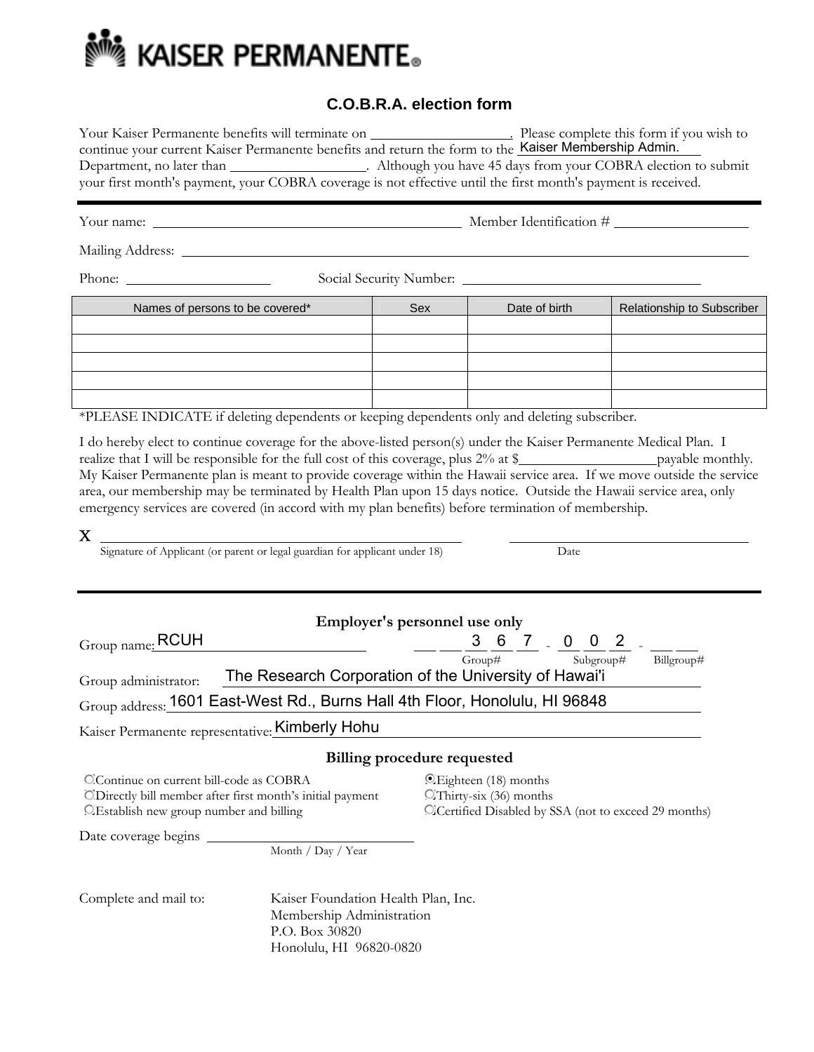KAISER PERMANENTE®

# C.O.B.R.A. election form

Your Kaiser Permanente benefits will terminate on \_\_\_\_\_\_\_\_\_\_\_\_\_\_\_\_\_\_. Please complete this form if you wish to continue your current Kaiser Permanente benefits and return the form to the Kaiser Membership Admin. Department, no later than \_\_\_\_\_\_\_\_\_\_\_\_\_\_\_\_\_\_. Although you have 45 days from your COBRA election to submit your first month's payment, your COBRA coverage is not effective until the first month's payment is received.

---

Your name: \_\_\_\_\_\_\_\_\_\_\_\_\_\_\_\_\_\_\_\_\_\_\_\_\_\_\_\_\_\_\_\_\_\_\_\_\_\_\_\_ Member Identification # \_\_\_\_\_\_\_\_\_\_\_\_\_\_\_\_\_\_

Mailing Address: \_\_\_\_\_\_\_\_\_\_\_\_\_\_\_\_\_\_\_\_\_\_\_\_\_\_\_\_\_\_\_\_\_\_\_\_\_\_\_\_\_\_\_\_\_\_\_\_\_\_\_\_\_\_\_\_\_\_\_\_\_\_\_\_\_\_\_\_\_\_\_\_

Phone: \_\_\_\_\_\_\_\_\_\_\_\_\_\_\_\_\_\_\_\_ Social Security Number: \_\_\_\_\_\_\_\_\_\_\_\_\_\_\_\_\_\_\_\_\_\_\_\_\_\_\_\_\_\_\_\_\_\_\_

| Names of persons to be covered* | Sex | Date of birth | Relationship to Subscriber |
|---|---|---|---|
| | | | |
| | | | |
| | | | |
| | | | |
| | | | |

*PLEASE INDICATE if deleting dependents or keeping dependents only and deleting subscriber.

I do hereby elect to continue coverage for the above-listed person(s) under the Kaiser Permanente Medical Plan. I realize that I will be responsible for the full cost of this coverage, plus 2% at $\_\_\_\_\_\_\_\_\_\_\_\_\_\_\_\_\_\_payable monthly. My Kaiser Permanente plan is meant to provide coverage within the Hawaii service area. If we move outside the service area, our membership may be terminated by Health Plan upon 15 days notice. Outside the Hawaii service area, only emergency services are covered (in accord with my plan benefits) before termination of membership.

X \_\_\_\_\_\_\_\_\_\_\_\_\_\_\_\_\_\_\_\_\_\_\_\_\_\_\_\_\_\_\_\_\_\_\_\_\_\_\_\_\_\_\_\_ \_\_\_\_\_\_\_\_\_\_\_\_\_\_\_\_\_\_\_\_\_\_\_\_\_\_\_\_\_\_
Signature of Applicant (or parent or legal guardian for applicant under 18) Date

---

## Employer's personnel use only

Group name: RCUH

Group#: 3 6 7 - Subgroup#: 0 0 2 - Billgroup#: \_\_ \_\_

Group administrator: The Research Corporation of the University of Hawai'i

Group address: 1601 East-West Rd., Burns Hall 4th Floor, Honolulu, HI 96848

Kaiser Permanente representative: Kimberly Hohu

## Billing procedure requested

- ○ Continue on current bill-code as COBRA
- ○ Directly bill member after first month's initial payment
- ○ Establish new group number and billing

- ◉ Eighteen (18) months
- ○ Thirty-six (36) months
- ○ Certified Disabled by SSA (not to exceed 29 months)

Date coverage begins \_\_\_\_\_\_\_\_\_\_\_\_\_\_\_\_\_\_\_\_\_\_\_\_\_\_\_\_
Month / Day / Year

Complete and mail to:

Kaiser Foundation Health Plan, Inc.
Membership Administration
P.O. Box 30820
Honolulu, HI 96820-0820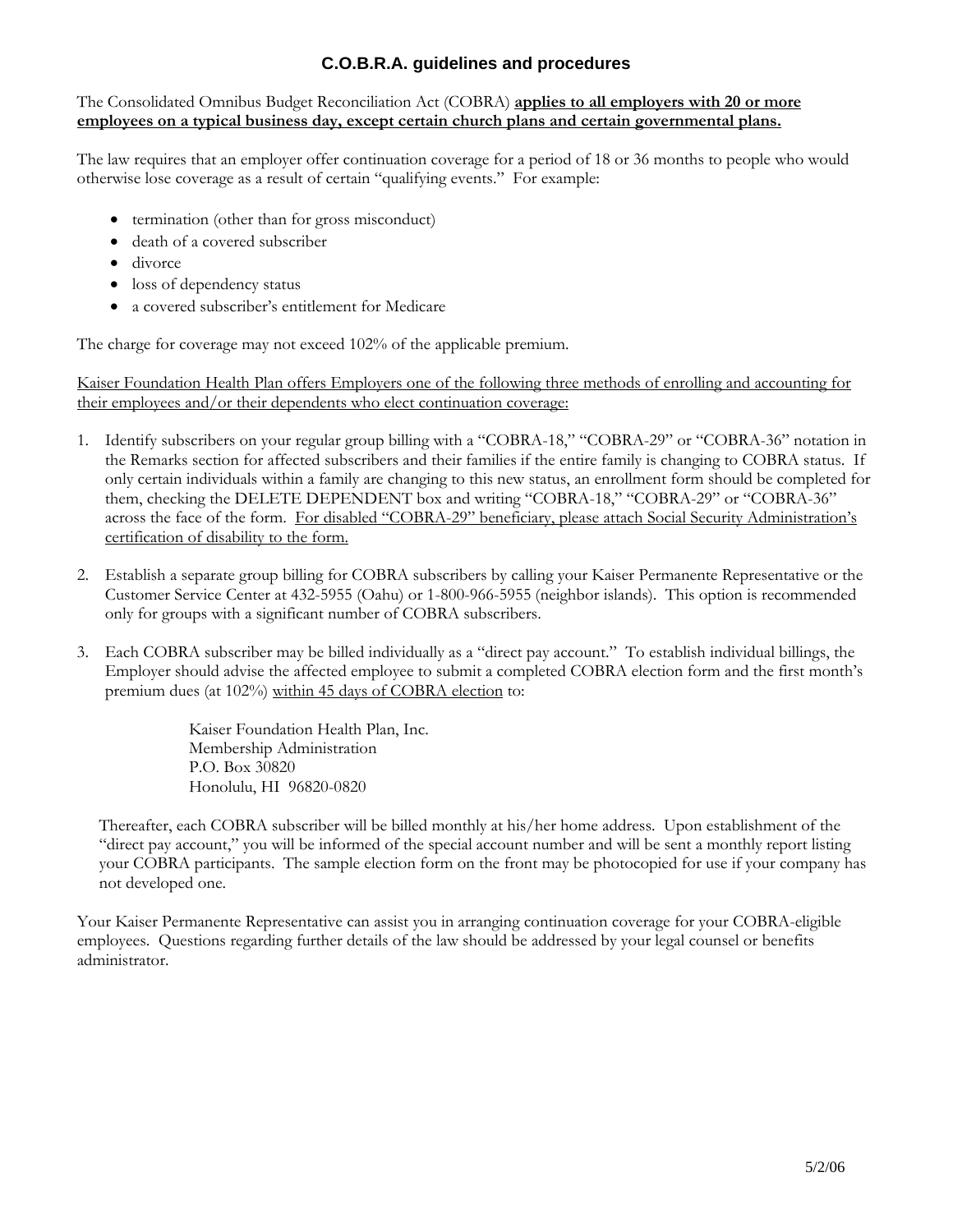# C.O.B.R.A. guidelines and procedures

The Consolidated Omnibus Budget Reconciliation Act (COBRA) **applies to all employers with 20 or more employees on a typical business day, except certain church plans and certain governmental plans.**

The law requires that an employer offer continuation coverage for a period of 18 or 36 months to people who would otherwise lose coverage as a result of certain "qualifying events." For example:

- termination (other than for gross misconduct)
- death of a covered subscriber
- divorce
- loss of dependency status
- a covered subscriber's entitlement for Medicare

The charge for coverage may not exceed 102% of the applicable premium.

Kaiser Foundation Health Plan offers Employers one of the following three methods of enrolling and accounting for their employees and/or their dependents who elect continuation coverage:

1. Identify subscribers on your regular group billing with a "COBRA-18," "COBRA-29" or "COBRA-36" notation in the Remarks section for affected subscribers and their families if the entire family is changing to COBRA status. If only certain individuals within a family are changing to this new status, an enrollment form should be completed for them, checking the DELETE DEPENDENT box and writing "COBRA-18," "COBRA-29" or "COBRA-36" across the face of the form. For disabled "COBRA-29" beneficiary, please attach Social Security Administration's certification of disability to the form.

2. Establish a separate group billing for COBRA subscribers by calling your Kaiser Permanente Representative or the Customer Service Center at 432-5955 (Oahu) or 1-800-966-5955 (neighbor islands). This option is recommended only for groups with a significant number of COBRA subscribers.

3. Each COBRA subscriber may be billed individually as a "direct pay account." To establish individual billings, the Employer should advise the affected employee to submit a completed COBRA election form and the first month's premium dues (at 102%) within 45 days of COBRA election to:

   Kaiser Foundation Health Plan, Inc.
   Membership Administration
   P.O. Box 30820
   Honolulu, HI 96820-0820

   Thereafter, each COBRA subscriber will be billed monthly at his/her home address. Upon establishment of the "direct pay account," you will be informed of the special account number and will be sent a monthly report listing your COBRA participants. The sample election form on the front may be photocopied for use if your company has not developed one.

Your Kaiser Permanente Representative can assist you in arranging continuation coverage for your COBRA-eligible employees. Questions regarding further details of the law should be addressed by your legal counsel or benefits administrator.

5/2/06